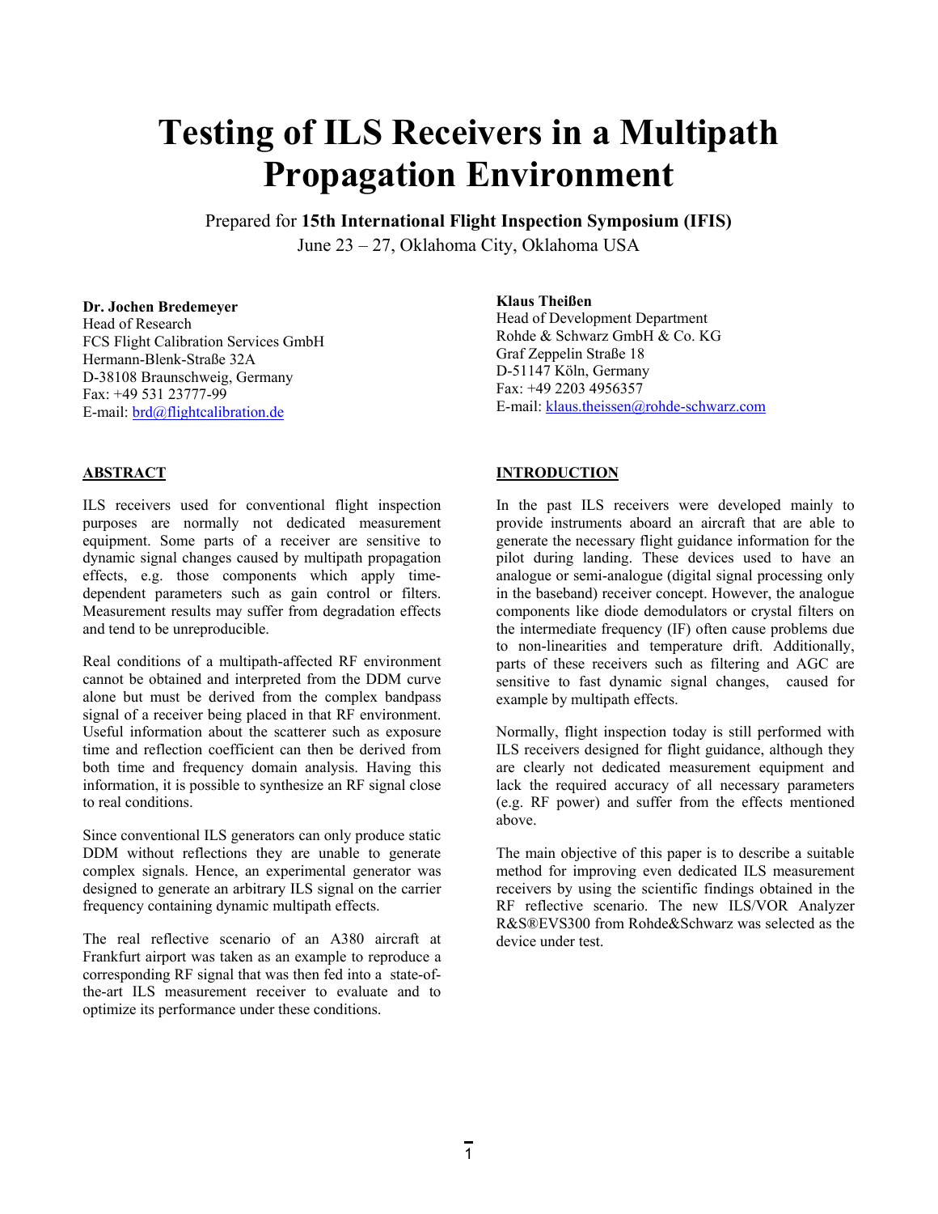# Testing of ILS Receivers in a Multipath Propagation Environment

Prepared for **15th International Flight Inspection Symposium (IFIS)**
June 23 – 27, Oklahoma City, Oklahoma USA

**Dr. Jochen Bredemeyer**
Head of Research
FCS Flight Calibration Services GmbH
Hermann-Blenk-Straße 32A
D-38108 Braunschweig, Germany
Fax: +49 531 23777-99
E-mail: brd@flightcalibration.de

**Klaus Theißen**
Head of Development Department
Rohde & Schwarz GmbH & Co. KG
Graf Zeppelin Straße 18
D-51147 Köln, Germany
Fax: +49 2203 4956357
E-mail: klaus.theissen@rohde-schwarz.com

## ABSTRACT

ILS receivers used for conventional flight inspection purposes are normally not dedicated measurement equipment. Some parts of a receiver are sensitive to dynamic signal changes caused by multipath propagation effects, e.g. those components which apply time-dependent parameters such as gain control or filters. Measurement results may suffer from degradation effects and tend to be unreproducible.

Real conditions of a multipath-affected RF environment cannot be obtained and interpreted from the DDM curve alone but must be derived from the complex bandpass signal of a receiver being placed in that RF environment. Useful information about the scatterer such as exposure time and reflection coefficient can then be derived from both time and frequency domain analysis. Having this information, it is possible to synthesize an RF signal close to real conditions.

Since conventional ILS generators can only produce static DDM without reflections they are unable to generate complex signals. Hence, an experimental generator was designed to generate an arbitrary ILS signal on the carrier frequency containing dynamic multipath effects.

The real reflective scenario of an A380 aircraft at Frankfurt airport was taken as an example to reproduce a corresponding RF signal that was then fed into a state-of-the-art ILS measurement receiver to evaluate and to optimize its performance under these conditions.

## INTRODUCTION

In the past ILS receivers were developed mainly to provide instruments aboard an aircraft that are able to generate the necessary flight guidance information for the pilot during landing. These devices used to have an analogue or semi-analogue (digital signal processing only in the baseband) receiver concept. However, the analogue components like diode demodulators or crystal filters on the intermediate frequency (IF) often cause problems due to non-linearities and temperature drift. Additionally, parts of these receivers such as filtering and AGC are sensitive to fast dynamic signal changes, caused for example by multipath effects.

Normally, flight inspection today is still performed with ILS receivers designed for flight guidance, although they are clearly not dedicated measurement equipment and lack the required accuracy of all necessary parameters (e.g. RF power) and suffer from the effects mentioned above.

The main objective of this paper is to describe a suitable method for improving even dedicated ILS measurement receivers by using the scientific findings obtained in the RF reflective scenario. The new ILS/VOR Analyzer R&S®EVS300 from Rohde&Schwarz was selected as the device under test.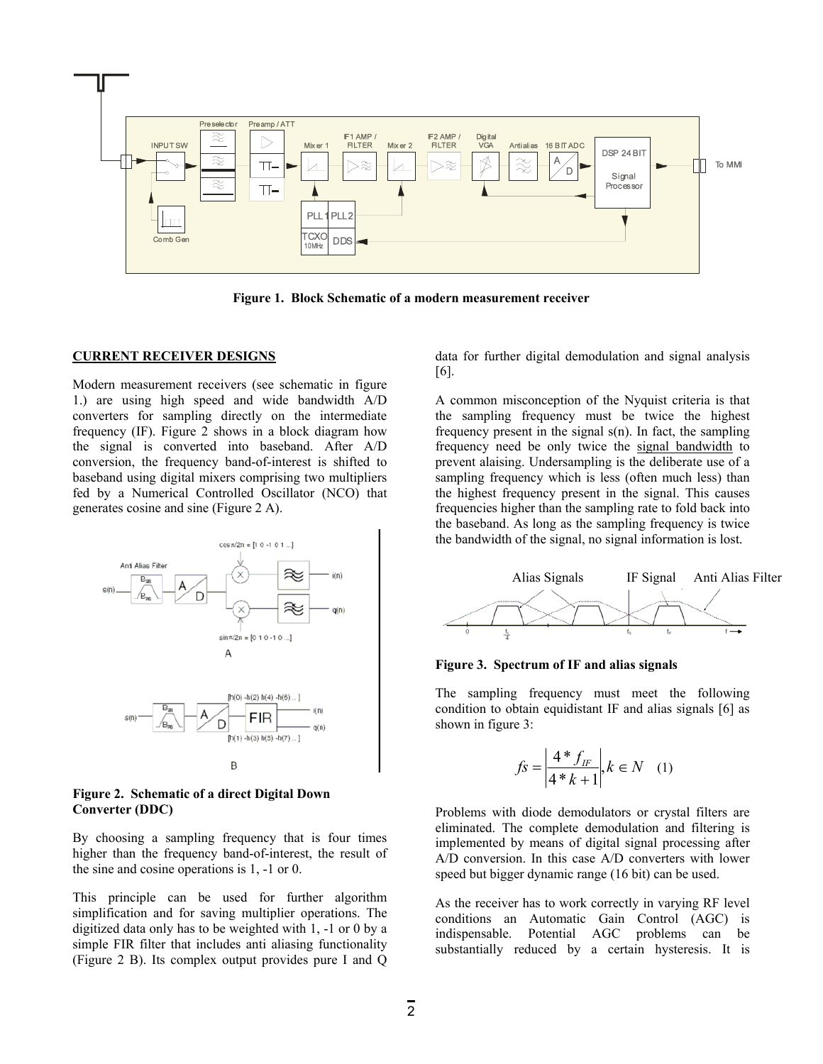Figure 1. Block Schematic of a modern measurement receiver

## CURRENT RECEIVER DESIGNS

Modern measurement receivers (see schematic in figure 1.) are using high speed and wide bandwidth A/D converters for sampling directly on the intermediate frequency (IF). Figure 2 shows in a block diagram how the signal is converted into baseband. After A/D conversion, the frequency band-of-interest is shifted to baseband using digital mixers comprising two multipliers fed by a Numerical Controlled Oscillator (NCO) that generates cosine and sine (Figure 2 A).

**Figure 2. Schematic of a direct Digital Down Converter (DDC)**

By choosing a sampling frequency that is four times higher than the frequency band-of-interest, the result of the sine and cosine operations is 1, -1 or 0.

This principle can be used for further algorithm simplification and for saving multiplier operations. The digitized data only has to be weighted with 1, -1 or 0 by a simple FIR filter that includes anti aliasing functionality (Figure 2 B). Its complex output provides pure I and Q data for further digital demodulation and signal analysis [6].

A common misconception of the Nyquist criteria is that the sampling frequency must be twice the highest frequency present in the signal s(n). In fact, the sampling frequency need be only twice the signal bandwidth to prevent alaising. Undersampling is the deliberate use of a sampling frequency which is less (often much less) than the highest frequency present in the signal. This causes frequencies higher than the sampling rate to fold back into the baseband. As long as the sampling frequency is twice the bandwidth of the signal, no signal information is lost.

**Figure 3. Spectrum of IF and alias signals**

The sampling frequency must meet the following condition to obtain equidistant IF and alias signals [6] as shown in figure 3:

$$fs = \left| \frac{4 * f_{IF}}{4 * k + 1} \right|, k \in N \quad (1)$$

Problems with diode demodulators or crystal filters are eliminated. The complete demodulation and filtering is implemented by means of digital signal processing after A/D conversion. In this case A/D converters with lower speed but bigger dynamic range (16 bit) can be used.

As the receiver has to work correctly in varying RF level conditions an Automatic Gain Control (AGC) is indispensable. Potential AGC problems can be substantially reduced by a certain hysteresis. It is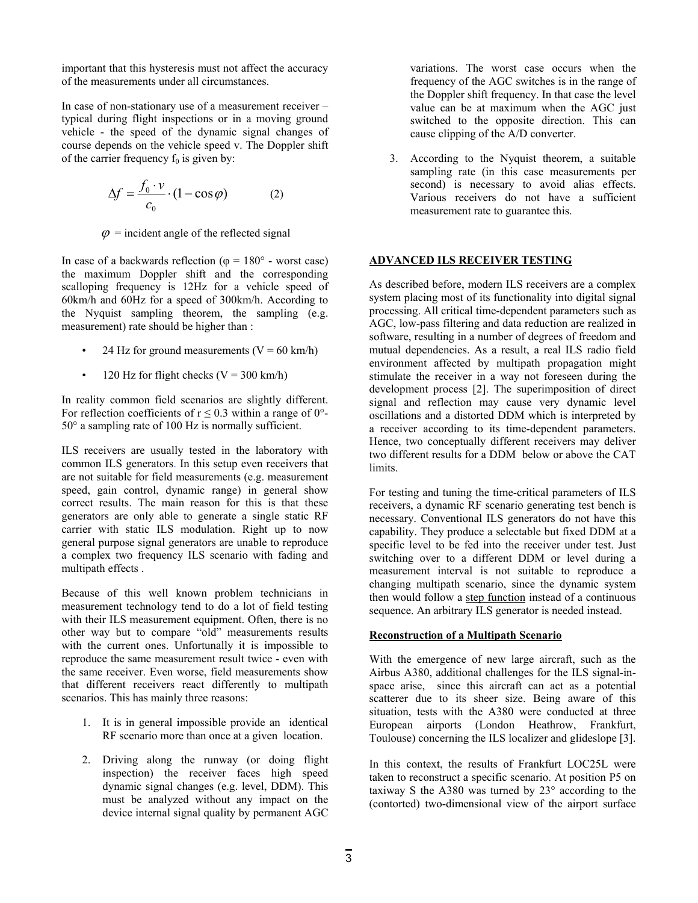important that this hysteresis must not affect the accuracy of the measurements under all circumstances.

In case of non-stationary use of a measurement receiver – typical during flight inspections or in a moving ground vehicle - the speed of the dynamic signal changes of course depends on the vehicle speed v. The Doppler shift of the carrier frequency $f_0$ is given by:

$$\Delta f = \frac{f_0 \cdot v}{c_0} \cdot (1 - \cos\varphi) \qquad (2)$$

$\varphi$ = incident angle of the reflected signal

In case of a backwards reflection ($\varphi = 180°$ - worst case) the maximum Doppler shift and the corresponding scalloping frequency is 12Hz for a vehicle speed of 60km/h and 60Hz for a speed of 300km/h. According to the Nyquist sampling theorem, the sampling (e.g. measurement) rate should be higher than :

- 24 Hz for ground measurements (V = 60 km/h)
- 120 Hz for flight checks (V = 300 km/h)

In reality common field scenarios are slightly different. For reflection coefficients of $r \leq 0.3$ within a range of 0°-50° a sampling rate of 100 Hz is normally sufficient.

ILS receivers are usually tested in the laboratory with common ILS generators. In this setup even receivers that are not suitable for field measurements (e.g. measurement speed, gain control, dynamic range) in general show correct results. The main reason for this is that these generators are only able to generate a single static RF carrier with static ILS modulation. Right up to now general purpose signal generators are unable to reproduce a complex two frequency ILS scenario with fading and multipath effects .

Because of this well known problem technicians in measurement technology tend to do a lot of field testing with their ILS measurement equipment. Often, there is no other way but to compare "old" measurements results with the current ones. Unfortunally it is impossible to reproduce the same measurement result twice - even with the same receiver. Even worse, field measurements show that different receivers react differently to multipath scenarios. This has mainly three reasons:

1. It is in general impossible provide an identical RF scenario more than once at a given location.
2. Driving along the runway (or doing flight inspection) the receiver faces high speed dynamic signal changes (e.g. level, DDM). This must be analyzed without any impact on the device internal signal quality by permanent AGC variations. The worst case occurs when the frequency of the AGC switches is in the range of the Doppler shift frequency. In that case the level value can be at maximum when the AGC just switched to the opposite direction. This can cause clipping of the A/D converter.
3. According to the Nyquist theorem, a suitable sampling rate (in this case measurements per second) is necessary to avoid alias effects. Various receivers do not have a sufficient measurement rate to guarantee this.

## ADVANCED ILS RECEIVER TESTING

As described before, modern ILS receivers are a complex system placing most of its functionality into digital signal processing. All critical time-dependent parameters such as AGC, low-pass filtering and data reduction are realized in software, resulting in a number of degrees of freedom and mutual dependencies. As a result, a real ILS radio field environment affected by multipath propagation might stimulate the receiver in a way not foreseen during the development process [2]. The superimposition of direct signal and reflection may cause very dynamic level oscillations and a distorted DDM which is interpreted by a receiver according to its time-dependent parameters. Hence, two conceptually different receivers may deliver two different results for a DDM below or above the CAT limits.

For testing and tuning the time-critical parameters of ILS receivers, a dynamic RF scenario generating test bench is necessary. Conventional ILS generators do not have this capability. They produce a selectable but fixed DDM at a specific level to be fed into the receiver under test. Just switching over to a different DDM or level during a measurement interval is not suitable to reproduce a changing multipath scenario, since the dynamic system then would follow a step function instead of a continuous sequence. An arbitrary ILS generator is needed instead.

### Reconstruction of a Multipath Scenario

With the emergence of new large aircraft, such as the Airbus A380, additional challenges for the ILS signal-in-space arise, since this aircraft can act as a potential scatterer due to its sheer size. Being aware of this situation, tests with the A380 were conducted at three European airports (London Heathrow, Frankfurt, Toulouse) concerning the ILS localizer and glideslope [3].

In this context, the results of Frankfurt LOC25L were taken to reconstruct a specific scenario. At position P5 on taxiway S the A380 was turned by 23° according to the (contorted) two-dimensional view of the airport surface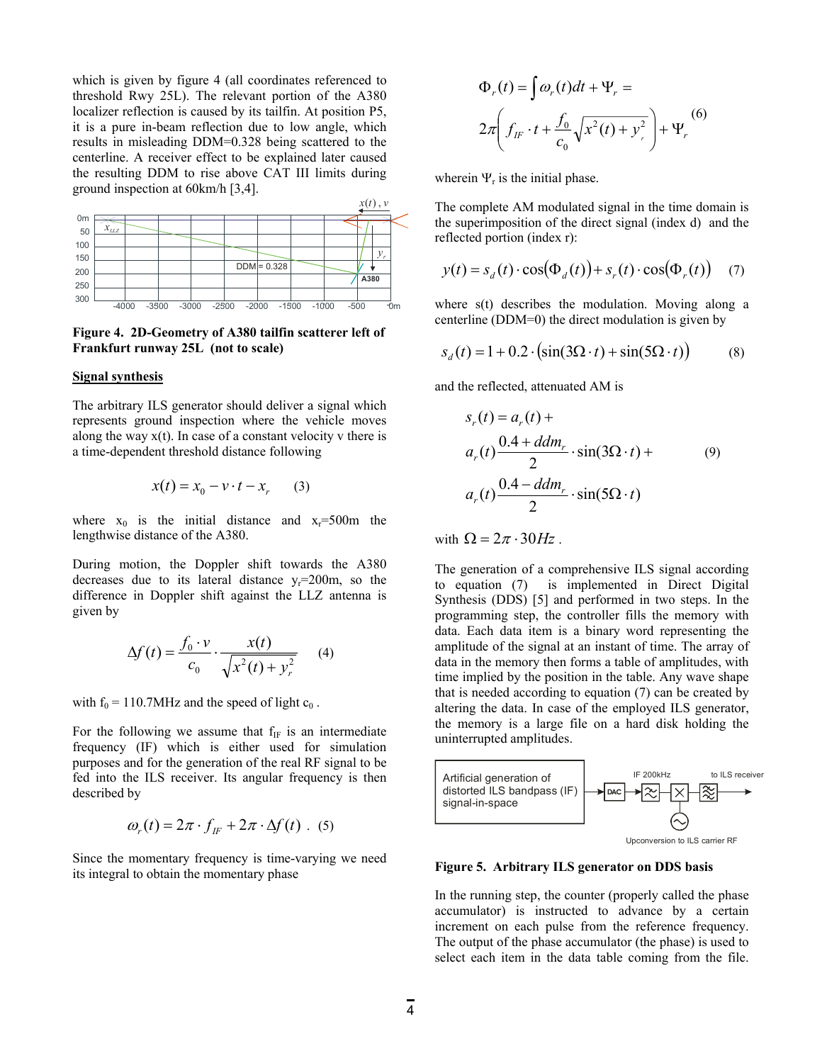which is given by figure 4 (all coordinates referenced to threshold Rwy 25L). The relevant portion of the A380 localizer reflection is caused by its tailfin. At position P5, it is a pure in-beam reflection due to low angle, which results in misleading DDM=0.328 being scattered to the centerline. A receiver effect to be explained later caused the resulting DDM to rise above CAT III limits during ground inspection at 60km/h [3,4].

**Figure 4. 2D-Geometry of A380 tailfin scatterer left of Frankfurt runway 25L (not to scale)**

**Signal synthesis**

The arbitrary ILS generator should deliver a signal which represents ground inspection where the vehicle moves along the way x(t). In case of a constant velocity v there is a time-dependent threshold distance following

$$x(t) = x_0 - v \cdot t - x_r \qquad (3)$$

where $x_0$ is the initial distance and $x_r$=500m the lengthwise distance of the A380.

During motion, the Doppler shift towards the A380 decreases due to its lateral distance $y_r$=200m, so the difference in Doppler shift against the LLZ antenna is given by

$$\Delta f(t) = \frac{f_0 \cdot v}{c_0} \cdot \frac{x(t)}{\sqrt{x^2(t) + y_r^2}} \qquad (4)$$

with $f_0$ = 110.7MHz and the speed of light $c_0$ .

For the following we assume that $f_{IF}$ is an intermediate frequency (IF) which is either used for simulation purposes and for the generation of the real RF signal to be fed into the ILS receiver. Its angular frequency is then described by

$$\omega_r(t) = 2\pi \cdot f_{IF} + 2\pi \cdot \Delta f(t) \ . \qquad (5)$$

Since the momentary frequency is time-varying we need its integral to obtain the momentary phase

$$\Phi_r(t) = \int \omega_r(t)dt + \Psi_r = 2\pi\left( f_{IF} \cdot t + \frac{f_0}{c_0}\sqrt{x^2(t) + y_r^2} \right) + \Psi_r \qquad (6)$$

wherein $\Psi_r$ is the initial phase.

The complete AM modulated signal in the time domain is the superimposition of the direct signal (index d) and the reflected portion (index r):

$$y(t) = s_d(t) \cdot \cos(\Phi_d(t)) + s_r(t) \cdot \cos(\Phi_r(t)) \qquad (7)$$

where s(t) describes the modulation. Moving along a centerline (DDM=0) the direct modulation is given by

$$s_d(t) = 1 + 0.2 \cdot (\sin(3\Omega \cdot t) + \sin(5\Omega \cdot t)) \qquad (8)$$

and the reflected, attenuated AM is

$$s_r(t) = a_r(t) + a_r(t)\frac{0.4 + ddm_r}{2} \cdot \sin(3\Omega \cdot t) + a_r(t)\frac{0.4 - ddm_r}{2} \cdot \sin(5\Omega \cdot t) \qquad (9)$$

with $\Omega = 2\pi \cdot 30Hz$ .

The generation of a comprehensive ILS signal according to equation (7) is implemented in Direct Digital Synthesis (DDS) [5] and performed in two steps. In the programming step, the controller fills the memory with data. Each data item is a binary word representing the amplitude of the signal at an instant of time. The array of data in the memory then forms a table of amplitudes, with time implied by the position in the table. Any wave shape that is needed according to equation (7) can be created by altering the data. In case of the employed ILS generator, the memory is a large file on a hard disk holding the uninterrupted amplitudes.

**Figure 5. Arbitrary ILS generator on DDS basis**

In the running step, the counter (properly called the phase accumulator) is instructed to advance by a certain increment on each pulse from the reference frequency. The output of the phase accumulator (the phase) is used to select each item in the data table coming from the file.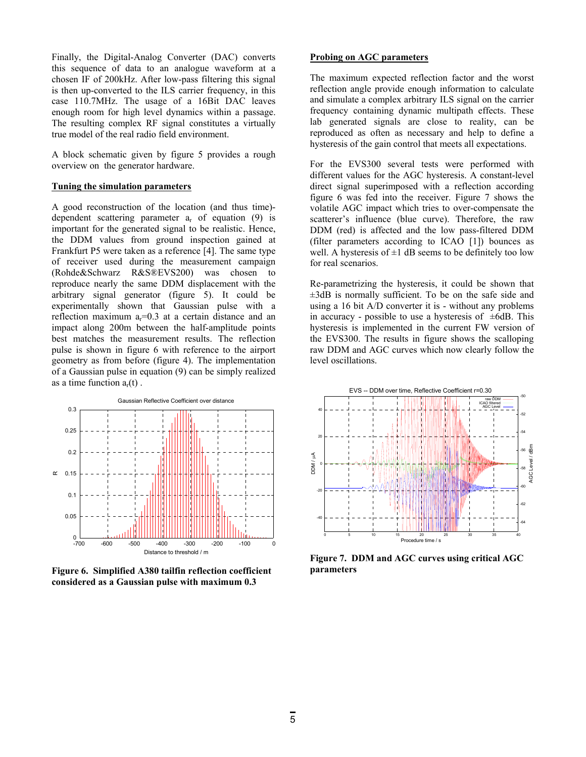Finally, the Digital-Analog Converter (DAC) converts this sequence of data to an analogue waveform at a chosen IF of 200kHz. After low-pass filtering this signal is then up-converted to the ILS carrier frequency, in this case 110.7MHz. The usage of a 16Bit DAC leaves enough room for high level dynamics within a passage. The resulting complex RF signal constitutes a virtually true model of the real radio field environment.

A block schematic given by figure 5 provides a rough overview on the generator hardware.

**Tuning the simulation parameters**

A good reconstruction of the location (and thus time)-dependent scattering parameter $a_r$ of equation (9) is important for the generated signal to be realistic. Hence, the DDM values from ground inspection gained at Frankfurt P5 were taken as a reference [4]. The same type of receiver used during the measurement campaign (Rohde&Schwarz R&S®EVS200) was chosen to reproduce nearly the same DDM displacement with the arbitrary signal generator (figure 5). It could be experimentally shown that Gaussian pulse with a reflection maximum $a_r$=0.3 at a certain distance and an impact along 200m between the half-amplitude points best matches the measurement results. The reflection pulse is shown in figure 6 with reference to the airport geometry as from before (figure 4). The implementation of a Gaussian pulse in equation (9) can be simply realized as a time function $a_r(t)$ .

**Figure 6. Simplified A380 tailfin reflection coefficient considered as a Gaussian pulse with maximum 0.3**

**Probing on AGC parameters**

The maximum expected reflection factor and the worst reflection angle provide enough information to calculate and simulate a complex arbitrary ILS signal on the carrier frequency containing dynamic multipath effects. These lab generated signals are close to reality, can be reproduced as often as necessary and help to define a hysteresis of the gain control that meets all expectations.

For the EVS300 several tests were performed with different values for the AGC hysteresis. A constant-level direct signal superimposed with a reflection according figure 6 was fed into the receiver. Figure 7 shows the volatile AGC impact which tries to over-compensate the scatterer's influence (blue curve). Therefore, the raw DDM (red) is affected and the low pass-filtered DDM (filter parameters according to ICAO [1]) bounces as well. A hysteresis of ±1 dB seems to be definitely too low for real scenarios.

Re-parametrizing the hysteresis, it could be shown that ±3dB is normally sufficient. To be on the safe side and using a 16 bit A/D converter it is - without any problems in accuracy - possible to use a hysteresis of ±6dB. This hysteresis is implemented in the current FW version of the EVS300. The results in figure shows the scalloping raw DDM and AGC curves which now clearly follow the level oscillations.

**Figure 7. DDM and AGC curves using critical AGC parameters**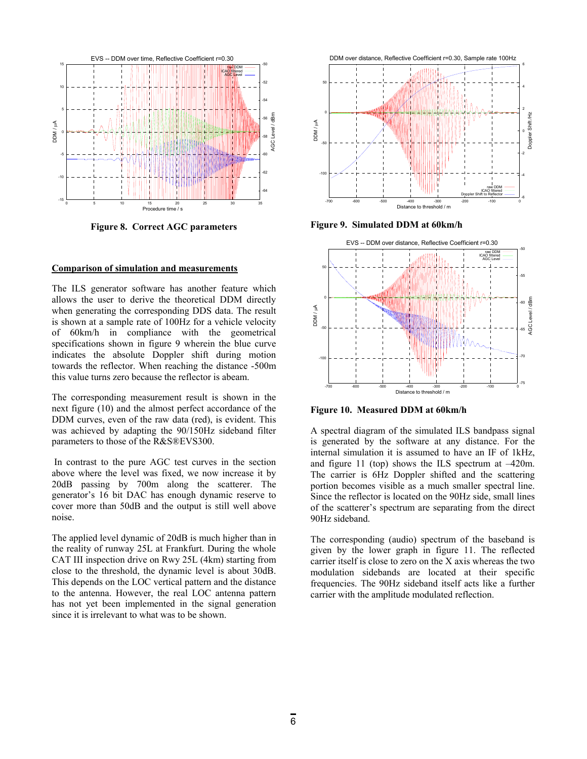Figure 8. Correct AGC parameters

## Comparison of simulation and measurements

The ILS generator software has another feature which allows the user to derive the theoretical DDM directly when generating the corresponding DDS data. The result is shown at a sample rate of 100Hz for a vehicle velocity of 60km/h in compliance with the geometrical specifications shown in figure 9 wherein the blue curve indicates the absolute Doppler shift during motion towards the reflector. When reaching the distance -500m this value turns zero because the reflector is abeam.

The corresponding measurement result is shown in the next figure (10) and the almost perfect accordance of the DDM curves, even of the raw data (red), is evident. This was achieved by adapting the 90/150Hz sideband filter parameters to those of the R&S®EVS300.

In contrast to the pure AGC test curves in the section above where the level was fixed, we now increase it by 20dB passing by 700m along the scatterer. The generator's 16 bit DAC has enough dynamic reserve to cover more than 50dB and the output is still well above noise.

The applied level dynamic of 20dB is much higher than in the reality of runway 25L at Frankfurt. During the whole CAT III inspection drive on Rwy 25L (4km) starting from close to the threshold, the dynamic level is about 30dB. This depends on the LOC vertical pattern and the distance to the antenna. However, the real LOC antenna pattern has not yet been implemented in the signal generation since it is irrelevant to what was to be shown.

Figure 9. Simulated DDM at 60km/h

Figure 10. Measured DDM at 60km/h

A spectral diagram of the simulated ILS bandpass signal is generated by the software at any distance. For the internal simulation it is assumed to have an IF of 1kHz, and figure 11 (top) shows the ILS spectrum at –420m. The carrier is 6Hz Doppler shifted and the scattering portion becomes visible as a much smaller spectral line. Since the reflector is located on the 90Hz side, small lines of the scatterer's spectrum are separating from the direct 90Hz sideband.

The corresponding (audio) spectrum of the baseband is given by the lower graph in figure 11. The reflected carrier itself is close to zero on the X axis whereas the two modulation sidebands are located at their specific frequencies. The 90Hz sideband itself acts like a further carrier with the amplitude modulated reflection.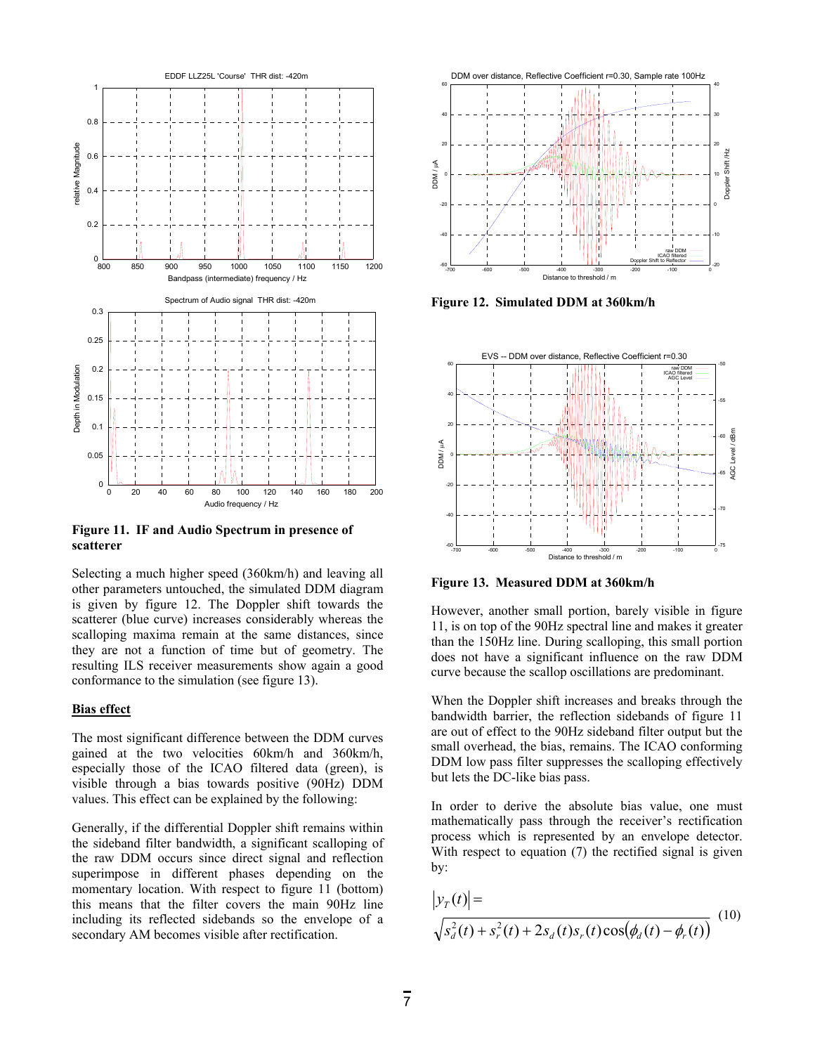Figure 11. IF and Audio Spectrum in presence of scatterer

Selecting a much higher speed (360km/h) and leaving all other parameters untouched, the simulated DDM diagram is given by figure 12. The Doppler shift towards the scatterer (blue curve) increases considerably whereas the scalloping maxima remain at the same distances, since they are not a function of time but of geometry. The resulting ILS receiver measurements show again a good conformance to the simulation (see figure 13).

## Bias effect

The most significant difference between the DDM curves gained at the two velocities 60km/h and 360km/h, especially those of the ICAO filtered data (green), is visible through a bias towards positive (90Hz) DDM values. This effect can be explained by the following:

Generally, if the differential Doppler shift remains within the sideband filter bandwidth, a significant scalloping of the raw DDM occurs since direct signal and reflection superimpose in different phases depending on the momentary location. With respect to figure 11 (bottom) this means that the filter covers the main 90Hz line including its reflected sidebands so the envelope of a secondary AM becomes visible after rectification.

Figure 12. Simulated DDM at 360km/h

Figure 13. Measured DDM at 360km/h

However, another small portion, barely visible in figure 11, is on top of the 90Hz spectral line and makes it greater than the 150Hz line. During scalloping, this small portion does not have a significant influence on the raw DDM curve because the scallop oscillations are predominant.

When the Doppler shift increases and breaks through the bandwidth barrier, the reflection sidebands of figure 11 are out of effect to the 90Hz sideband filter output but the small overhead, the bias, remains. The ICAO conforming DDM low pass filter suppresses the scalloping effectively but lets the DC-like bias pass.

In order to derive the absolute bias value, one must mathematically pass through the receiver's rectification process which is represented by an envelope detector. With respect to equation (7) the rectified signal is given by:

$$|y_T(t)| = \sqrt{s_d^2(t) + s_r^2(t) + 2s_d(t)s_r(t)\cos(\phi_d(t) - \phi_r(t))} \tag{10}$$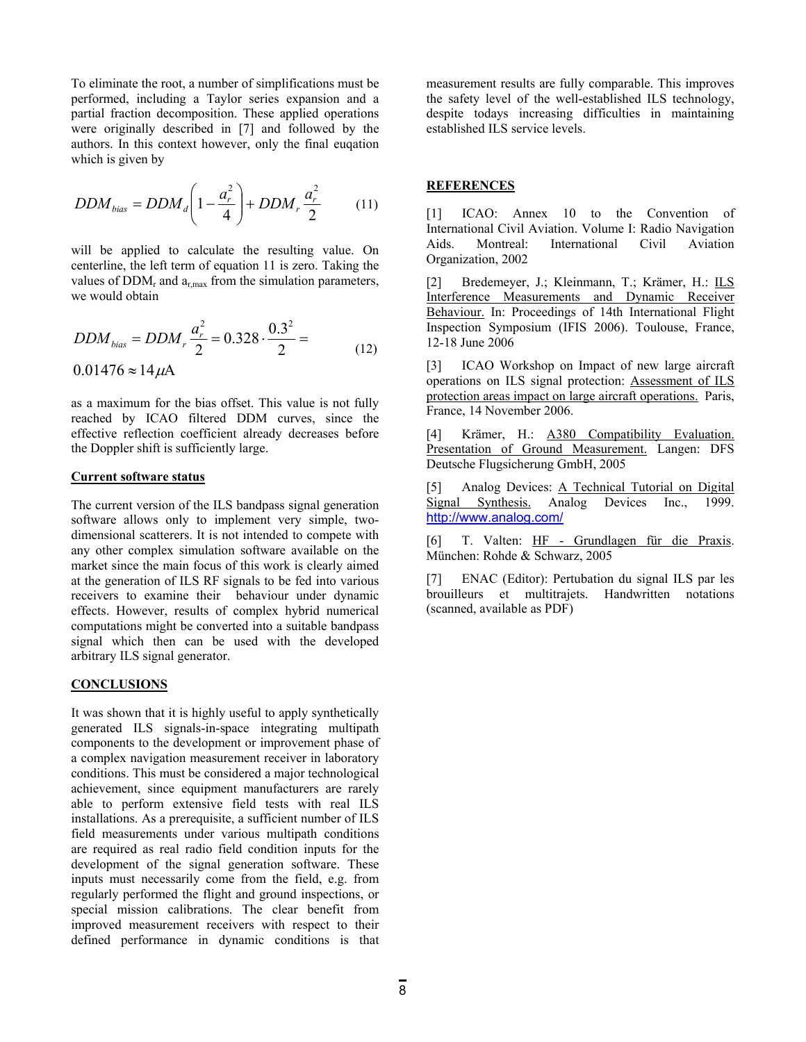To eliminate the root, a number of simplifications must be performed, including a Taylor series expansion and a partial fraction decomposition. These applied operations were originally described in [7] and followed by the authors. In this context however, only the final euqation which is given by

$$DDM_{bias} = DDM_d \left(1 - \frac{a_r^2}{4}\right) + DDM_r \frac{a_r^2}{2} \qquad (11)$$

will be applied to calculate the resulting value. On centerline, the left term of equation 11 is zero. Taking the values of $DDM_r$ and $a_{r,max}$ from the simulation parameters, we would obtain

$$DDM_{bias} = DDM_r \frac{a_r^2}{2} = 0.328 \cdot \frac{0.3^2}{2} = 0.01476 \approx 14\mu\text{A} \qquad (12)$$

as a maximum for the bias offset. This value is not fully reached by ICAO filtered DDM curves, since the effective reflection coefficient already decreases before the Doppler shift is sufficiently large.

## Current software status

The current version of the ILS bandpass signal generation software allows only to implement very simple, two-dimensional scatterers. It is not intended to compete with any other complex simulation software available on the market since the main focus of this work is clearly aimed at the generation of ILS RF signals to be fed into various receivers to examine their behaviour under dynamic effects. However, results of complex hybrid numerical computations might be converted into a suitable bandpass signal which then can be used with the developed arbitrary ILS signal generator.

## CONCLUSIONS

It was shown that it is highly useful to apply synthetically generated ILS signals-in-space integrating multipath components to the development or improvement phase of a complex navigation measurement receiver in laboratory conditions. This must be considered a major technological achievement, since equipment manufacturers are rarely able to perform extensive field tests with real ILS installations. As a prerequisite, a sufficient number of ILS field measurements under various multipath conditions are required as real radio field condition inputs for the development of the signal generation software. These inputs must necessarily come from the field, e.g. from regularly performed the flight and ground inspections, or special mission calibrations. The clear benefit from improved measurement receivers with respect to their defined performance in dynamic conditions is that measurement results are fully comparable. This improves the safety level of the well-established ILS technology, despite todays increasing difficulties in maintaining established ILS service levels.

## REFERENCES

[1] ICAO: Annex 10 to the Convention of International Civil Aviation. Volume I: Radio Navigation Aids. Montreal: International Civil Aviation Organization, 2002

[2] Bredemeyer, J.; Kleinmann, T.; Krämer, H.: ILS Interference Measurements and Dynamic Receiver Behaviour. In: Proceedings of 14th International Flight Inspection Symposium (IFIS 2006). Toulouse, France, 12-18 June 2006

[3] ICAO Workshop on Impact of new large aircraft operations on ILS signal protection: Assessment of ILS protection areas impact on large aircraft operations. Paris, France, 14 November 2006.

[4] Krämer, H.: A380 Compatibility Evaluation. Presentation of Ground Measurement. Langen: DFS Deutsche Flugsicherung GmbH, 2005

[5] Analog Devices: A Technical Tutorial on Digital Signal Synthesis. Analog Devices Inc., 1999. http://www.analog.com/

[6] T. Valten: HF - Grundlagen für die Praxis. München: Rohde & Schwarz, 2005

[7] ENAC (Editor): Pertubation du signal ILS par les brouilleurs et multitrajets. Handwritten notations (scanned, available as PDF)